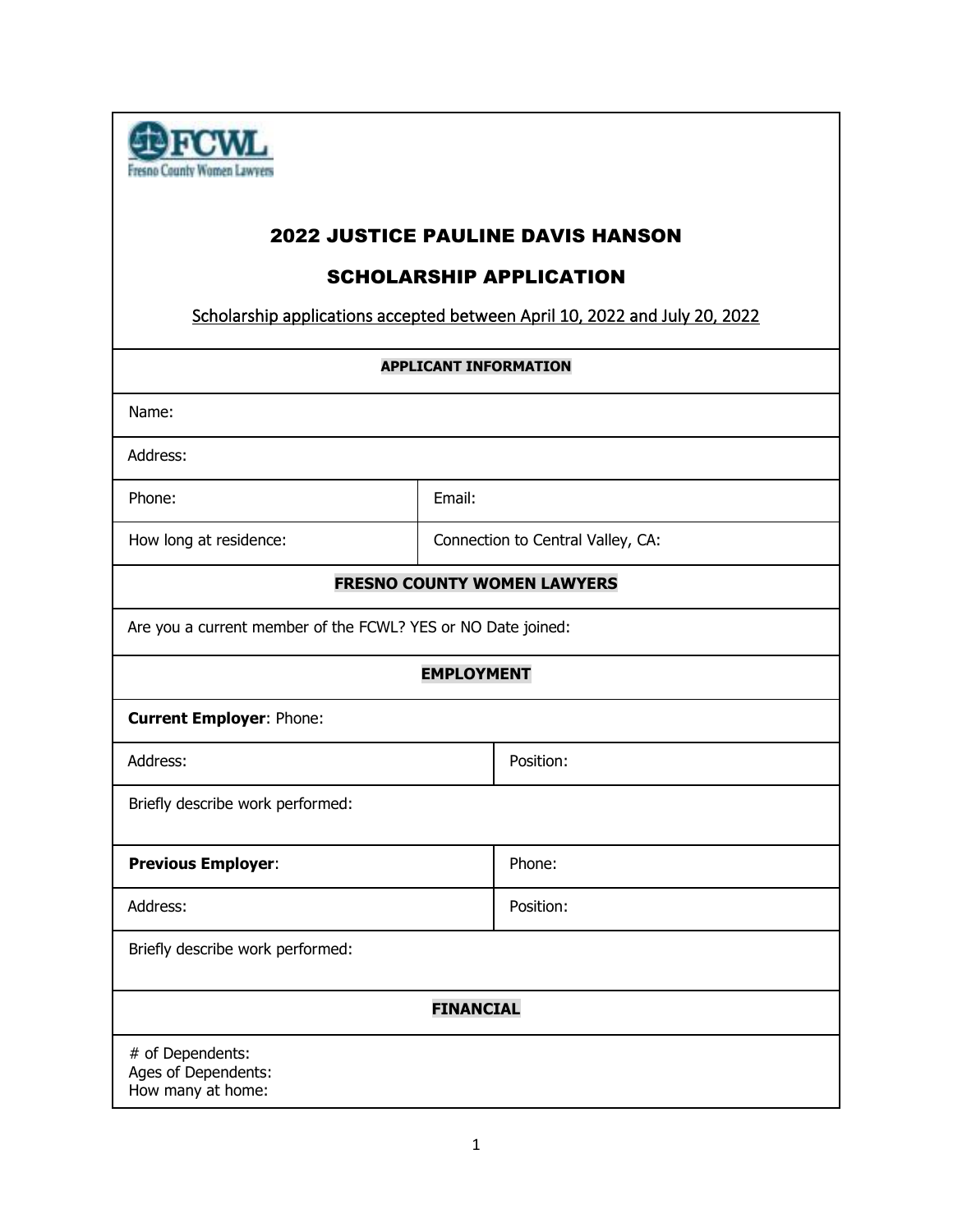FCWL
Fresno County Women Lawyers

# 2022 JUSTICE PAULINE DAVIS HANSON

## SCHOLARSHIP APPLICATION

Scholarship applications accepted between April 10, 2022 and July 20, 2022

| **APPLICANT INFORMATION** | |
|---|---|
| Name: | |
| Address: | |
| Phone: | Email: |
| How long at residence: | Connection to Central Valley, CA: |

| **FRESNO COUNTY WOMEN LAWYERS** |
|---|
| Are you a current member of the FCWL? YES or NO Date joined: |

| **EMPLOYMENT** | |
|---|---|
| **Current Employer**: Phone: | |
| Address: | Position: |
| Briefly describe work performed: | |
| **Previous Employer**: | Phone: |
| Address: | Position: |
| Briefly describe work performed: | |

| **FINANCIAL** |
|---|
| # of Dependents:<br>Ages of Dependents:<br>How many at home: |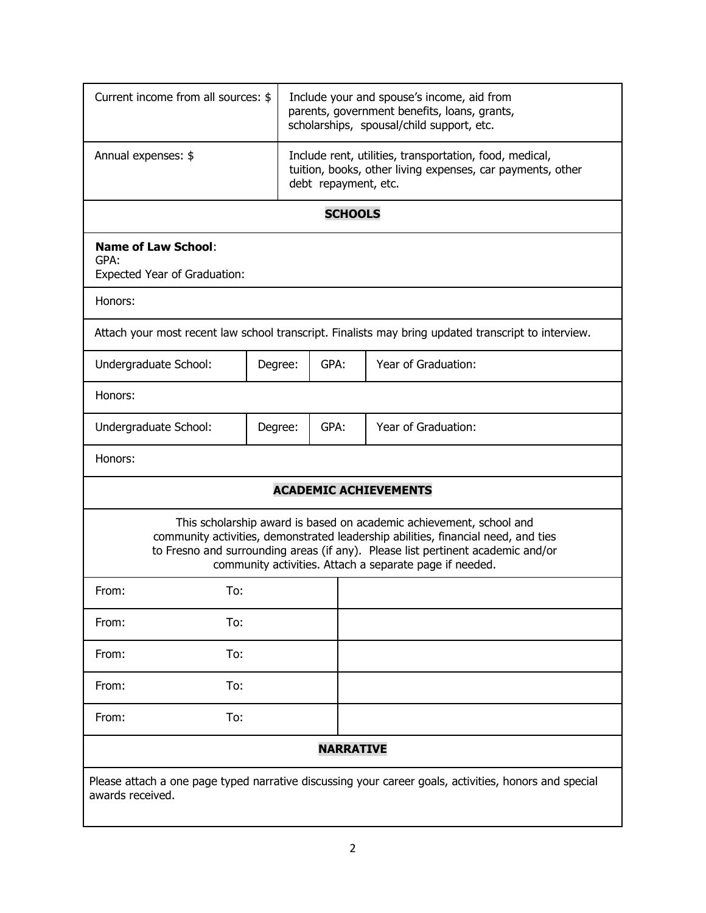| | |
|---|---|
| Current income from all sources: $ | Include your and spouse's income, aid from parents, government benefits, loans, grants, scholarships, spousal/child support, etc. |
| Annual expenses: $ | Include rent, utilities, transportation, food, medical, tuition, books, other living expenses, car payments, other debt repayment, etc. |

## SCHOOLS

**Name of Law School**:
GPA:
Expected Year of Graduation:

Honors:

Attach your most recent law school transcript. Finalists may bring updated transcript to interview.

| | | | |
|---|---|---|---|
| Undergraduate School: | Degree: | GPA: | Year of Graduation: |
| Honors: | | | |
| Undergraduate School: | Degree: | GPA: | Year of Graduation: |
| Honors: | | | |

## ACADEMIC ACHIEVEMENTS

This scholarship award is based on academic achievement, school and community activities, demonstrated leadership abilities, financial need, and ties to Fresno and surrounding areas (if any). Please list pertinent academic and/or community activities. Attach a separate page if needed.

| | | |
|---|---|---|
| From: | To: | |
| From: | To: | |
| From: | To: | |
| From: | To: | |
| From: | To: | |

## NARRATIVE

Please attach a one page typed narrative discussing your career goals, activities, honors and special awards received.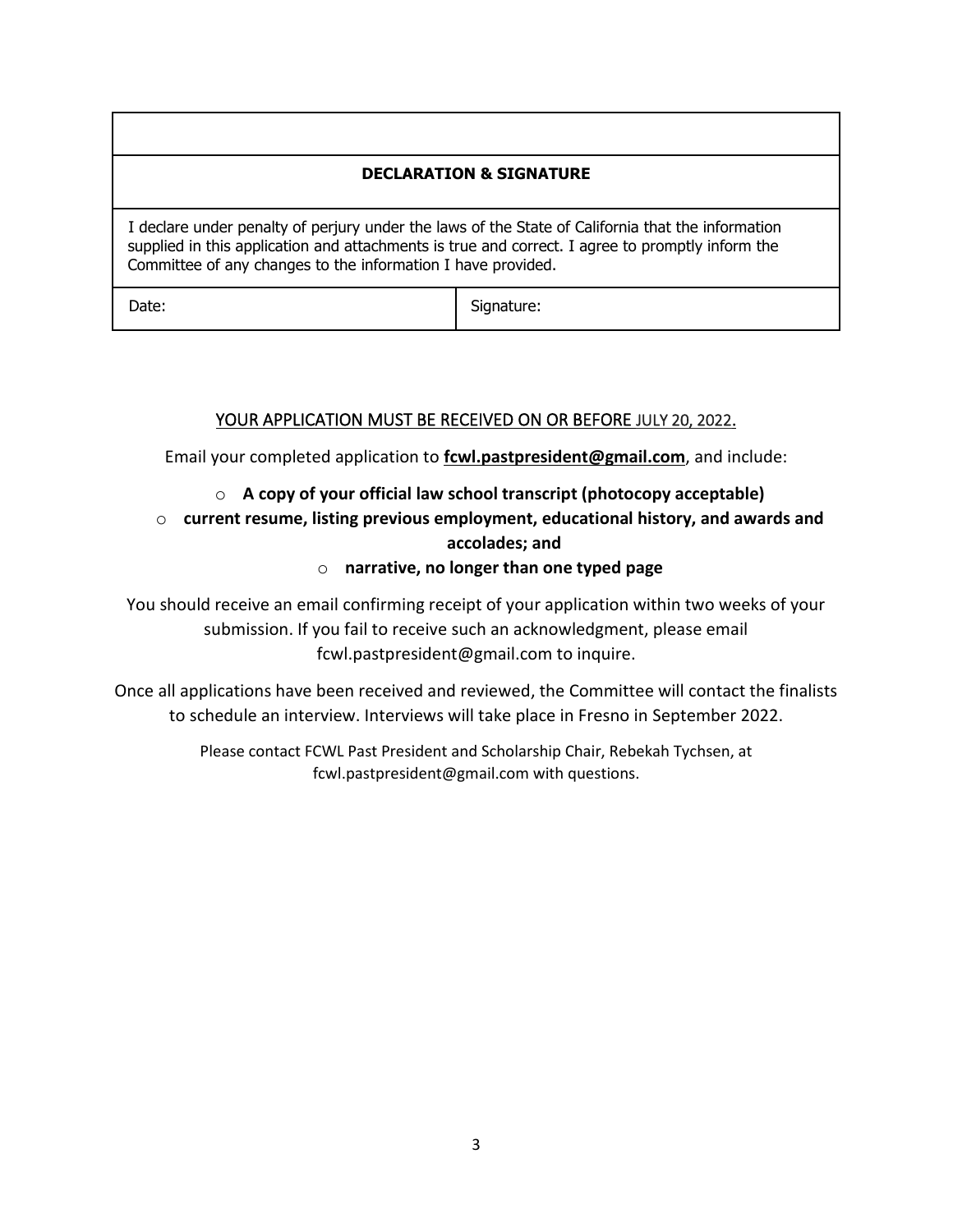| |
|---|
| **DECLARATION & SIGNATURE** |
| I declare under penalty of perjury under the laws of the State of California that the information supplied in this application and attachments is true and correct. I agree to promptly inform the Committee of any changes to the information I have provided. |

| | |
|---|---|
| Date: | Signature: |

YOUR APPLICATION MUST BE RECEIVED ON OR BEFORE JULY 20, 2022.

Email your completed application to **fcwl.pastpresident@gmail.com**, and include:

- **A copy of your official law school transcript (photocopy acceptable)**
- **current resume, listing previous employment, educational history, and awards and accolades; and**
- **narrative, no longer than one typed page**

You should receive an email confirming receipt of your application within two weeks of your submission. If you fail to receive such an acknowledgment, please email fcwl.pastpresident@gmail.com to inquire.

Once all applications have been received and reviewed, the Committee will contact the finalists to schedule an interview. Interviews will take place in Fresno in September 2022.

Please contact FCWL Past President and Scholarship Chair, Rebekah Tychsen, at fcwl.pastpresident@gmail.com with questions.